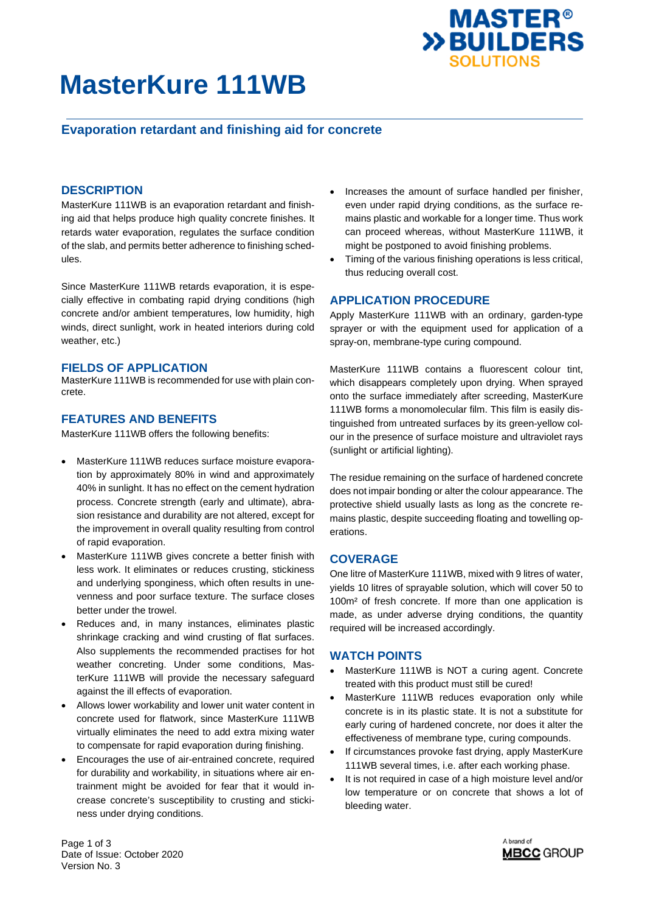# MasterKure 111WB

## Evaporation retardant and finishing aid for concrete

### DESCRIPTION

MasterKure 111WB is an evaporation retardant and finishing aid that helps produce high quality concrete finishes. It retards water evaporation, regulates the surface condition of the slab, and permits better adherence to finishing schedules.

Since MasterKure 111WB retards evaporation, it is especially effective in combating rapid drying conditions (high concrete and/or ambient temperatures, low humidity, high winds, direct sunlight, work in heated interiors during cold weather, etc.)

### FIELDS OF APPLICATION

MasterKure 111WB is recommended for use with plain concrete.

### FEATURES AND BENEFITS

MasterKure 111WB offers the following benefits:

- MasterKure 111WB reduces surface moisture evaporation by approximately 80% in wind and approximately 40% in sunlight. It has no effect on the cement hydration process. Concrete strength (early and ultimate), abrasion resistance and durability are not altered, except for the improvement in overall quality resulting from control of rapid evaporation.
- MasterKure 111WB gives concrete a better finish with less work. It eliminates or reduces crusting, stickiness and underlying sponginess, which often results in unevenness and poor surface texture. The surface closes better under the trowel.
- Reduces and, in many instances, eliminates plastic shrinkage cracking and wind crusting of flat surfaces. Also supplements the recommended practises for hot weather concreting. Under some conditions, MasterKure 111WB will provide the necessary safeguard against the ill effects of evaporation.
- Allows lower workability and lower unit water content in concrete used for flatwork, since MasterKure 111WB virtually eliminates the need to add extra mixing water to compensate for rapid evaporation during finishing.
- Encourages the use of air-entrained concrete, required for durability and workability, in situations where air entrainment might be avoided for fear that it would increase concrete's susceptibility to crusting and stickiness under drying conditions.
- Increases the amount of surface handled per finisher, even under rapid drying conditions, as the surface remains plastic and workable for a longer time. Thus work can proceed whereas, without MasterKure 111WB, it might be postponed to avoid finishing problems.
- Timing of the various finishing operations is less critical, thus reducing overall cost.

### APPLICATION PROCEDURE

Apply MasterKure 111WB with an ordinary, garden-type sprayer or with the equipment used for application of a spray-on, membrane-type curing compound.

MasterKure 111WB contains a fluorescent colour tint, which disappears completely upon drying. When sprayed onto the surface immediately after screeding, MasterKure 111WB forms a monomolecular film. This film is easily distinguished from untreated surfaces by its green-yellow colour in the presence of surface moisture and ultraviolet rays (sunlight or artificial lighting).

The residue remaining on the surface of hardened concrete does not impair bonding or alter the colour appearance. The protective shield usually lasts as long as the concrete remains plastic, despite succeeding floating and towelling operations.

### COVERAGE

One litre of MasterKure 111WB, mixed with 9 litres of water, yields 10 litres of sprayable solution, which will cover 50 to 100m² of fresh concrete. If more than one application is made, as under adverse drying conditions, the quantity required will be increased accordingly.

### WATCH POINTS

- MasterKure 111WB is NOT a curing agent. Concrete treated with this product must still be cured!
- MasterKure 111WB reduces evaporation only while concrete is in its plastic state. It is not a substitute for early curing of hardened concrete, nor does it alter the effectiveness of membrane type, curing compounds.
- If circumstances provoke fast drying, apply MasterKure 111WB several times, i.e. after each working phase.
- It is not required in case of a high moisture level and/or low temperature or on concrete that shows a lot of bleeding water.

Date of Issue: October 2020
Version No. 3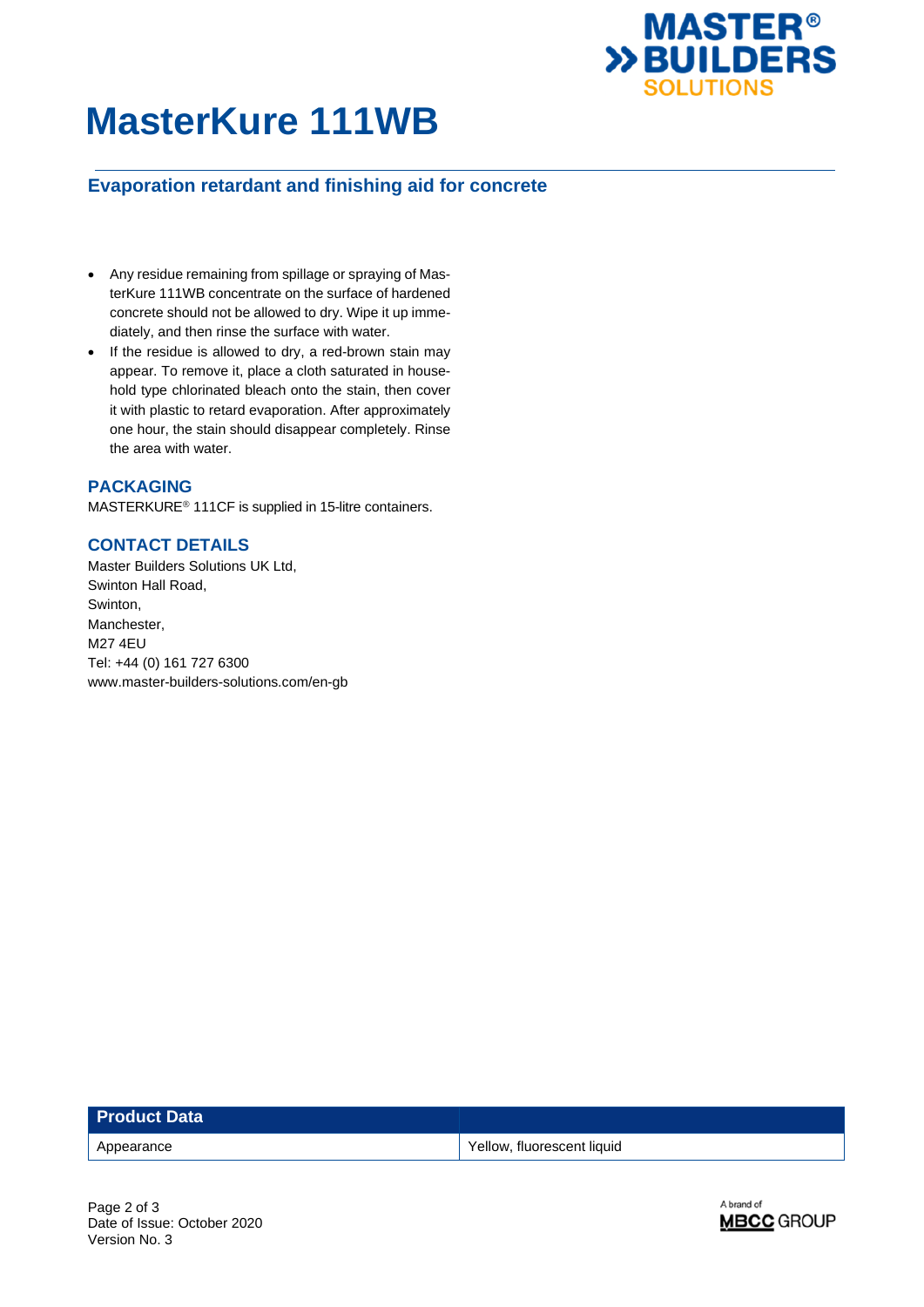# MasterKure 111WB

## Evaporation retardant and finishing aid for concrete

- Any residue remaining from spillage or spraying of MasterKure 111WB concentrate on the surface of hardened concrete should not be allowed to dry. Wipe it up immediately, and then rinse the surface with water.
- If the residue is allowed to dry, a red-brown stain may appear. To remove it, place a cloth saturated in household type chlorinated bleach onto the stain, then cover it with plastic to retard evaporation. After approximately one hour, the stain should disappear completely. Rinse the area with water.

### PACKAGING

MASTERKURE® 111CF is supplied in 15-litre containers.

### CONTACT DETAILS

Master Builders Solutions UK Ltd,
Swinton Hall Road,
Swinton,
Manchester,
M27 4EU
Tel: +44 (0) 161 727 6300
www.master-builders-solutions.com/en-gb

| Product Data | |
|---|---|
| Appearance | Yellow, fluorescent liquid |

Date of Issue: October 2020
Version No. 3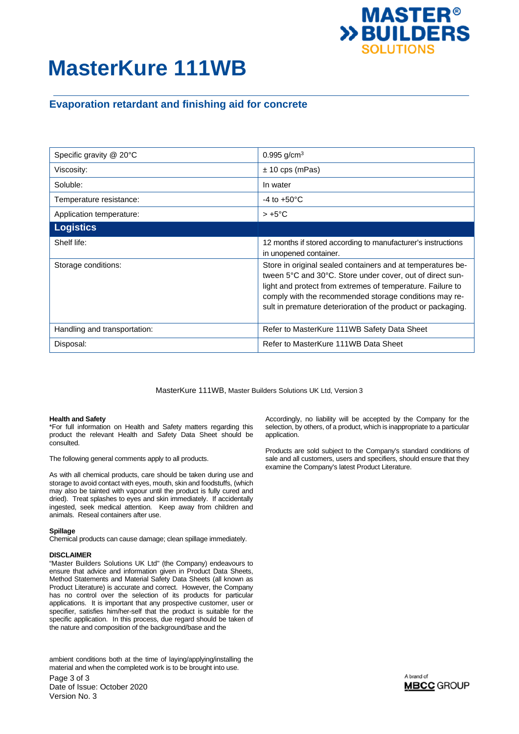# MasterKure 111WB

## Evaporation retardant and finishing aid for concrete

| | |
|---|---|
| Specific gravity @ 20°C | 0.995 g/cm$^3$ |
| Viscosity: | ± 10 cps (mPas) |
| Soluble: | In water |
| Temperature resistance: | -4 to +50°C |
| Application temperature: | > +5°C |
| **Logistics** | |
| Shelf life: | 12 months if stored according to manufacturer's instructions in unopened container. |
| Storage conditions: | Store in original sealed containers and at temperatures between 5°C and 30°C. Store under cover, out of direct sunlight and protect from extremes of temperature. Failure to comply with the recommended storage conditions may result in premature deterioration of the product or packaging. |
| Handling and transportation: | Refer to MasterKure 111WB Safety Data Sheet |
| Disposal: | Refer to MasterKure 111WB Data Sheet |

MasterKure 111WB, Master Builders Solutions UK Ltd, Version 3

**Health and Safety**
*For full information on Health and Safety matters regarding this product the relevant Health and Safety Data Sheet should be consulted.

The following general comments apply to all products.

As with all chemical products, care should be taken during use and storage to avoid contact with eyes, mouth, skin and foodstuffs, (which may also be tainted with vapour until the product is fully cured and dried). Treat splashes to eyes and skin immediately. If accidentally ingested, seek medical attention. Keep away from children and animals. Reseal containers after use.

**Spillage**
Chemical products can cause damage; clean spillage immediately.

**DISCLAIMER**
"Master Builders Solutions UK Ltd" (the Company) endeavours to ensure that advice and information given in Product Data Sheets, Method Statements and Material Safety Data Sheets (all known as Product Literature) is accurate and correct. However, the Company has no control over the selection of its products for particular applications. It is important that any prospective customer, user or specifier, satisfies him/her-self that the product is suitable for the specific application. In this process, due regard should be taken of the nature and composition of the background/base and the ambient conditions both at the time of laying/applying/installing the material and when the completed work is to be brought into use.

Accordingly, no liability will be accepted by the Company for the selection, by others, of a product, which is inappropriate to a particular application.

Products are sold subject to the Company's standard conditions of sale and all customers, users and specifiers, should ensure that they examine the Company's latest Product Literature.

Date of Issue: October 2020
Version No. 3